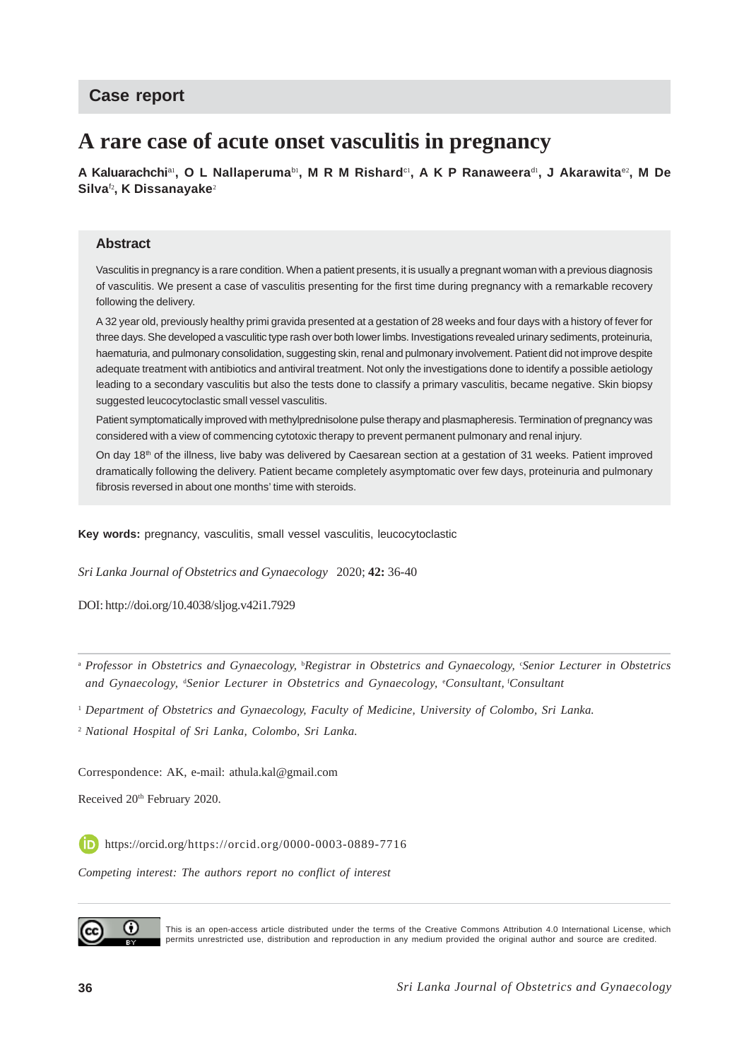Case report

# A rare case of acute onset vasculitis in pregnancy

**A Kaluarachchi[a1], O L Nallaperuma[b1], M R M Rishard[c1], A K P Ranaweera[d1], J Akarawita[e2], M De Silva[f2], K Dissanayake[2]**

## Abstract

Vasculitis in pregnancy is a rare condition. When a patient presents, it is usually a pregnant woman with a previous diagnosis of vasculitis. We present a case of vasculitis presenting for the first time during pregnancy with a remarkable recovery following the delivery.

A 32 year old, previously healthy primi gravida presented at a gestation of 28 weeks and four days with a history of fever for three days. She developed a vasculitic type rash over both lower limbs. Investigations revealed urinary sediments, proteinuria, haematuria, and pulmonary consolidation, suggesting skin, renal and pulmonary involvement. Patient did not improve despite adequate treatment with antibiotics and antiviral treatment. Not only the investigations done to identify a possible aetiology leading to a secondary vasculitis but also the tests done to classify a primary vasculitis, became negative. Skin biopsy suggested leucocytoclastic small vessel vasculitis.

Patient symptomatically improved with methylprednisolone pulse therapy and plasmapheresis. Termination of pregnancy was considered with a view of commencing cytotoxic therapy to prevent permanent pulmonary and renal injury.

On day 18th of the illness, live baby was delivered by Caesarean section at a gestation of 31 weeks. Patient improved dramatically following the delivery. Patient became completely asymptomatic over few days, proteinuria and pulmonary fibrosis reversed in about one months' time with steroids.

**Key words:** pregnancy, vasculitis, small vessel vasculitis, leucocytoclastic

*Sri Lanka Journal of Obstetrics and Gynaecology* 2020; **42:** 36-40

DOI: http://doi.org/10.4038/sljog.v42i1.7929

---

[a] *Professor in Obstetrics and Gynaecology,* [b]*Registrar in Obstetrics and Gynaecology,* [c]*Senior Lecturer in Obstetrics and Gynaecology,* [d]*Senior Lecturer in Obstetrics and Gynaecology,* [e]*Consultant,* [f]*Consultant*

[1] *Department of Obstetrics and Gynaecology, Faculty of Medicine, University of Colombo, Sri Lanka.*

[2] *National Hospital of Sri Lanka, Colombo, Sri Lanka.*

Correspondence: AK, e-mail: athula.kal@gmail.com

Received 20th February 2020.

https://orcid.org/https://orcid.org/0000-0003-0889-7716

*Competing interest: The authors report no conflict of interest*

This is an open-access article distributed under the terms of the Creative Commons Attribution 4.0 International License, which permits unrestricted use, distribution and reproduction in any medium provided the original author and source are credited.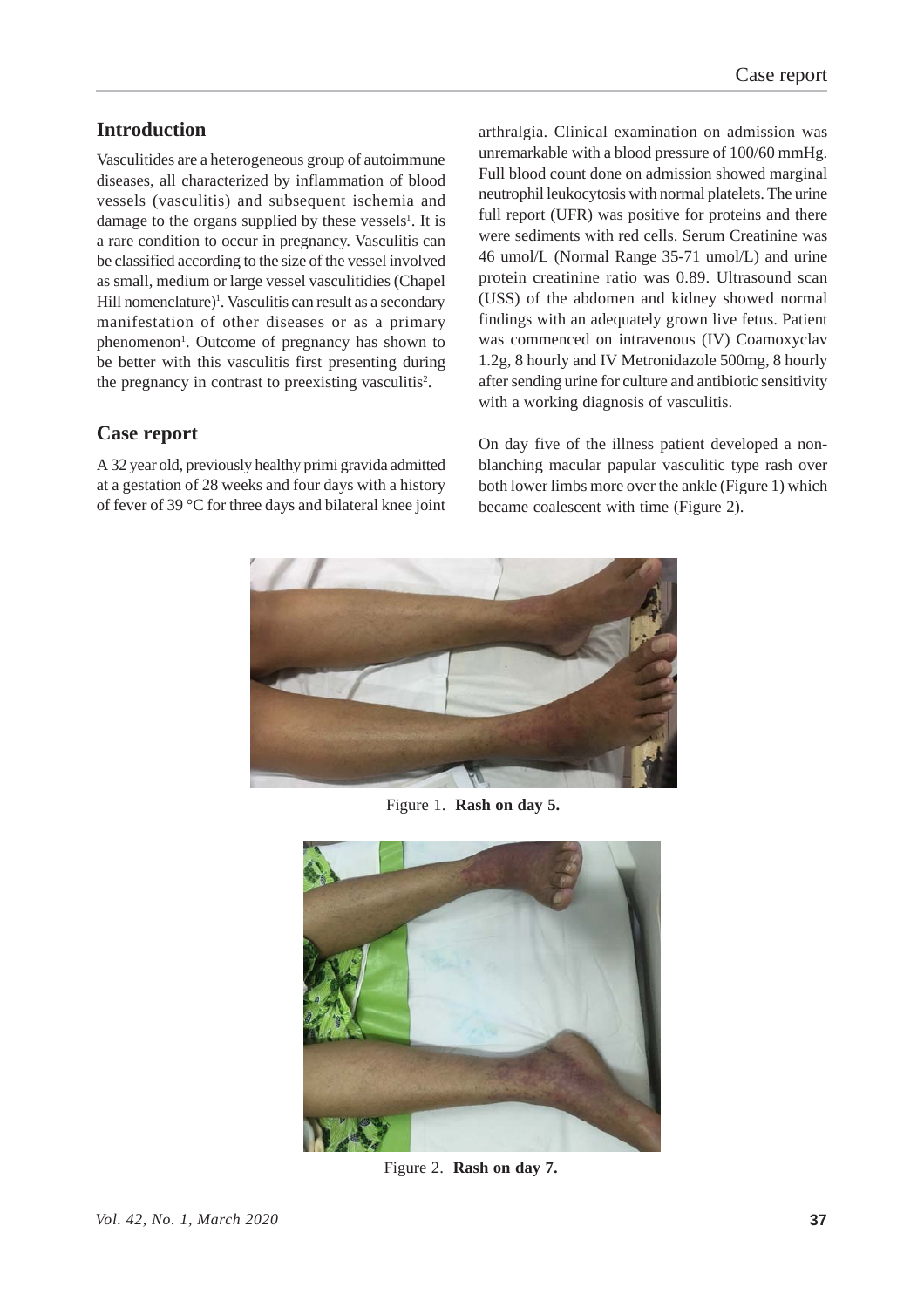## Introduction

Vasculitides are a heterogeneous group of autoimmune diseases, all characterized by inflammation of blood vessels (vasculitis) and subsequent ischemia and damage to the organs supplied by these vessels[1]. It is a rare condition to occur in pregnancy. Vasculitis can be classified according to the size of the vessel involved as small, medium or large vessel vasculitidies (Chapel Hill nomenclature)[1]. Vasculitis can result as a secondary manifestation of other diseases or as a primary phenomenon[1]. Outcome of pregnancy has shown to be better with this vasculitis first presenting during the pregnancy in contrast to preexisting vasculitis[2].

## Case report

A 32 year old, previously healthy primi gravida admitted at a gestation of 28 weeks and four days with a history of fever of 39 °C for three days and bilateral knee joint arthralgia. Clinical examination on admission was unremarkable with a blood pressure of 100/60 mmHg. Full blood count done on admission showed marginal neutrophil leukocytosis with normal platelets. The urine full report (UFR) was positive for proteins and there were sediments with red cells. Serum Creatinine was 46 umol/L (Normal Range 35-71 umol/L) and urine protein creatinine ratio was 0.89. Ultrasound scan (USS) of the abdomen and kidney showed normal findings with an adequately grown live fetus. Patient was commenced on intravenous (IV) Coamoxyclav 1.2g, 8 hourly and IV Metronidazole 500mg, 8 hourly after sending urine for culture and antibiotic sensitivity with a working diagnosis of vasculitis.

On day five of the illness patient developed a non-blanching macular papular vasculitic type rash over both lower limbs more over the ankle (Figure 1) which became coalescent with time (Figure 2).

Figure 1. **Rash on day 5.**

Figure 2. **Rash on day 7.**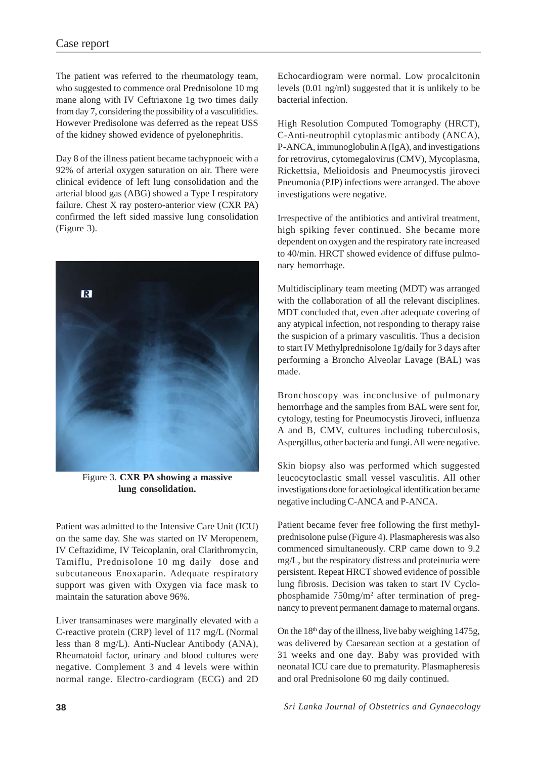The patient was referred to the rheumatology team, who suggested to commence oral Prednisolone 10 mg mane along with IV Ceftriaxone 1g two times daily from day 7, considering the possibility of a vasculitidies. However Predisolone was deferred as the repeat USS of the kidney showed evidence of pyelonephritis.

Day 8 of the illness patient became tachypnoeic with a 92% of arterial oxygen saturation on air. There were clinical evidence of left lung consolidation and the arterial blood gas (ABG) showed a Type I respiratory failure. Chest X ray postero-anterior view (CXR PA) confirmed the left sided massive lung consolidation (Figure 3).

Figure 3. **CXR PA showing a massive lung consolidation.**

Patient was admitted to the Intensive Care Unit (ICU) on the same day. She was started on IV Meropenem, IV Ceftazidime, IV Teicoplanin, oral Clarithromycin, Tamiflu, Prednisolone 10 mg daily dose and subcutaneous Enoxaparin. Adequate respiratory support was given with Oxygen via face mask to maintain the saturation above 96%.

Liver transaminases were marginally elevated with a C-reactive protein (CRP) level of 117 mg/L (Normal less than 8 mg/L). Anti-Nuclear Antibody (ANA), Rheumatoid factor, urinary and blood cultures were negative. Complement 3 and 4 levels were within normal range. Electro-cardiogram (ECG) and 2D Echocardiogram were normal. Low procalcitonin levels (0.01 ng/ml) suggested that it is unlikely to be bacterial infection.

High Resolution Computed Tomography (HRCT), C-Anti-neutrophil cytoplasmic antibody (ANCA), P-ANCA, immunoglobulin A (IgA), and investigations for retrovirus, cytomegalovirus (CMV), Mycoplasma, Rickettsia, Melioidosis and Pneumocystis jiroveci Pneumonia (PJP) infections were arranged. The above investigations were negative.

Irrespective of the antibiotics and antiviral treatment, high spiking fever continued. She became more dependent on oxygen and the respiratory rate increased to 40/min. HRCT showed evidence of diffuse pulmonary hemorrhage.

Multidisciplinary team meeting (MDT) was arranged with the collaboration of all the relevant disciplines. MDT concluded that, even after adequate covering of any atypical infection, not responding to therapy raise the suspicion of a primary vasculitis. Thus a decision to start IV Methylprednisolone 1g/daily for 3 days after performing a Broncho Alveolar Lavage (BAL) was made.

Bronchoscopy was inconclusive of pulmonary hemorrhage and the samples from BAL were sent for, cytology, testing for Pneumocystis Jiroveci, influenza A and B, CMV, cultures including tuberculosis, Aspergillus, other bacteria and fungi. All were negative.

Skin biopsy also was performed which suggested leucocytoclastic small vessel vasculitis. All other investigations done for aetiological identification became negative including C-ANCA and P-ANCA.

Patient became fever free following the first methylprednisolone pulse (Figure 4). Plasmapheresis was also commenced simultaneously. CRP came down to 9.2 mg/L, but the respiratory distress and proteinuria were persistent. Repeat HRCT showed evidence of possible lung fibrosis. Decision was taken to start IV Cyclophosphamide 750mg/m$^2$ after termination of pregnancy to prevent permanent damage to maternal organs.

On the 18$^{th}$ day of the illness, live baby weighing 1475g, was delivered by Caesarean section at a gestation of 31 weeks and one day. Baby was provided with neonatal ICU care due to prematurity. Plasmapheresis and oral Prednisolone 60 mg daily continued.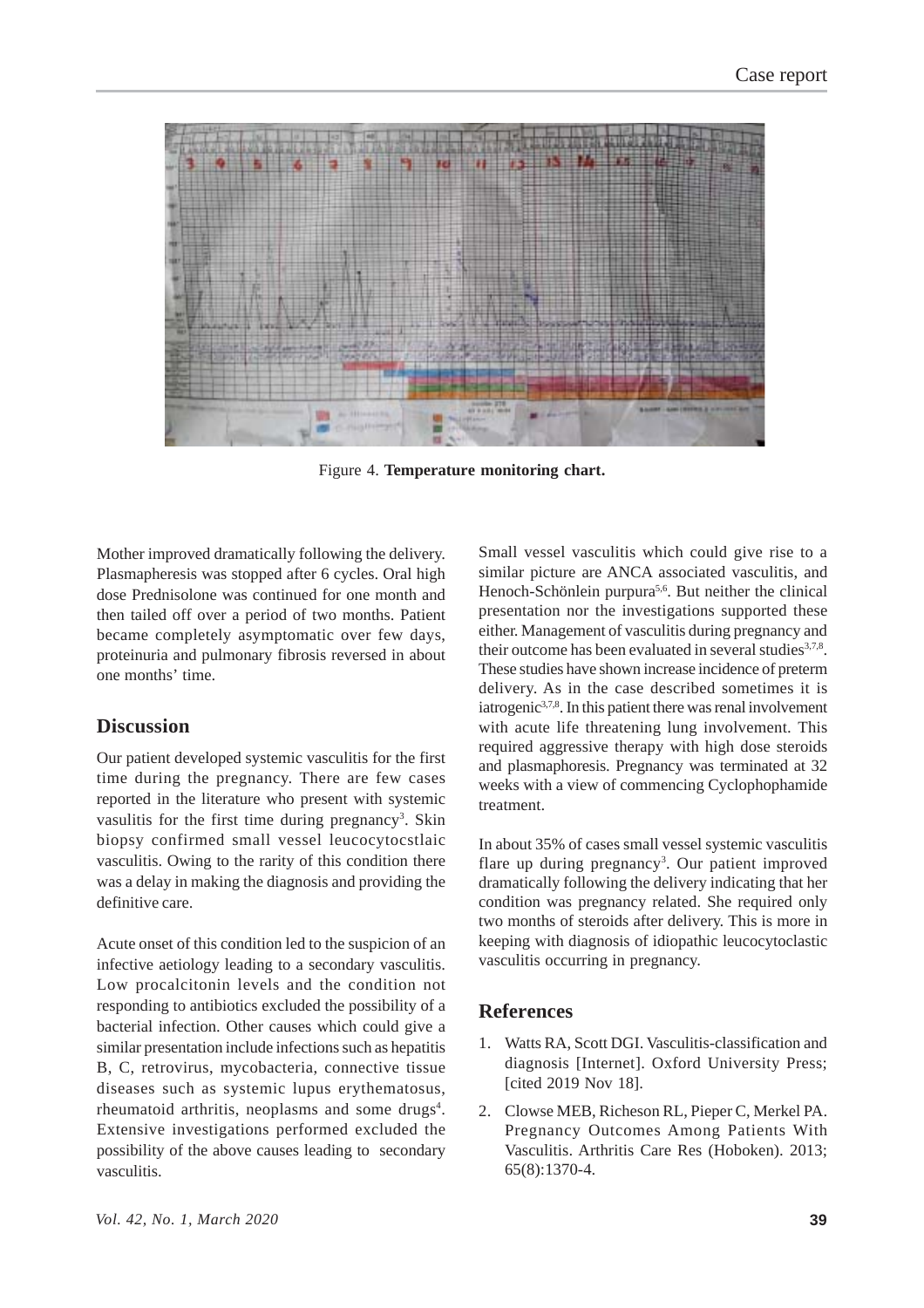Figure 4. **Temperature monitoring chart.**

Mother improved dramatically following the delivery. Plasmapheresis was stopped after 6 cycles. Oral high dose Prednisolone was continued for one month and then tailed off over a period of two months. Patient became completely asymptomatic over few days, proteinuria and pulmonary fibrosis reversed in about one months' time.

## Discussion

Our patient developed systemic vasculitis for the first time during the pregnancy. There are few cases reported in the literature who present with systemic vasulitis for the first time during pregnancy[3]. Skin biopsy confirmed small vessel leucocytocstlaic vasculitis. Owing to the rarity of this condition there was a delay in making the diagnosis and providing the definitive care.

Acute onset of this condition led to the suspicion of an infective aetiology leading to a secondary vasculitis. Low procalcitonin levels and the condition not responding to antibiotics excluded the possibility of a bacterial infection. Other causes which could give a similar presentation include infections such as hepatitis B, C, retrovirus, mycobacteria, connective tissue diseases such as systemic lupus erythematosus, rheumatoid arthritis, neoplasms and some drugs[4]. Extensive investigations performed excluded the possibility of the above causes leading to secondary vasculitis.

Small vessel vasculitis which could give rise to a similar picture are ANCA associated vasculitis, and Henoch-Schönlein purpura[5,6]. But neither the clinical presentation nor the investigations supported these either. Management of vasculitis during pregnancy and their outcome has been evaluated in several studies[3,7,8]. These studies have shown increase incidence of preterm delivery. As in the case described sometimes it is iatrogenic[3,7,8]. In this patient there was renal involvement with acute life threatening lung involvement. This required aggressive therapy with high dose steroids and plasmaphoresis. Pregnancy was terminated at 32 weeks with a view of commencing Cyclophophamide treatment.

In about 35% of cases small vessel systemic vasculitis flare up during pregnancy[3]. Our patient improved dramatically following the delivery indicating that her condition was pregnancy related. She required only two months of steroids after delivery. This is more in keeping with diagnosis of idiopathic leucocytoclastic vasculitis occurring in pregnancy.

## References

1. Watts RA, Scott DGI. Vasculitis-classification and diagnosis [Internet]. Oxford University Press; [cited 2019 Nov 18].
2. Clowse MEB, Richeson RL, Pieper C, Merkel PA. Pregnancy Outcomes Among Patients With Vasculitis. Arthritis Care Res (Hoboken). 2013; 65(8):1370-4.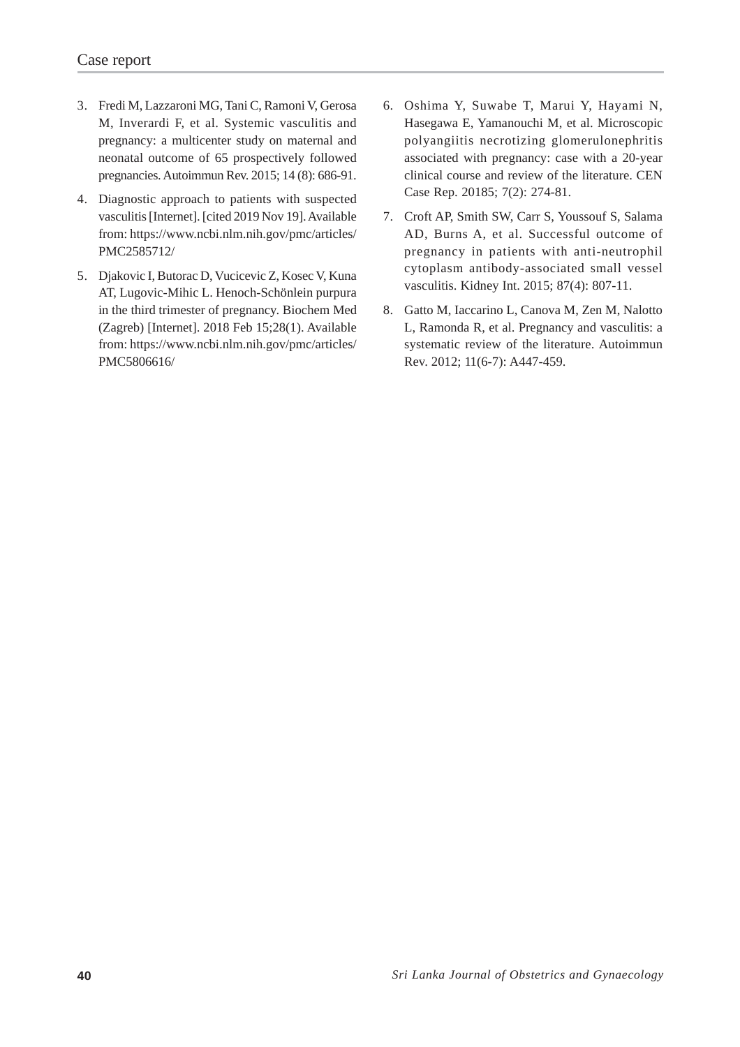3. Fredi M, Lazzaroni MG, Tani C, Ramoni V, Gerosa M, Inverardi F, et al. Systemic vasculitis and pregnancy: a multicenter study on maternal and neonatal outcome of 65 prospectively followed pregnancies. Autoimmun Rev. 2015; 14 (8): 686-91.

4. Diagnostic approach to patients with suspected vasculitis [Internet]. [cited 2019 Nov 19]. Available from: https://www.ncbi.nlm.nih.gov/pmc/articles/PMC2585712/

5. Djakovic I, Butorac D, Vucicevic Z, Kosec V, Kuna AT, Lugovic-Mihic L. Henoch-Schönlein purpura in the third trimester of pregnancy. Biochem Med (Zagreb) [Internet]. 2018 Feb 15;28(1). Available from: https://www.ncbi.nlm.nih.gov/pmc/articles/PMC5806616/

6. Oshima Y, Suwabe T, Marui Y, Hayami N, Hasegawa E, Yamanouchi M, et al. Microscopic polyangiitis necrotizing glomerulonephritis associated with pregnancy: case with a 20-year clinical course and review of the literature. CEN Case Rep. 20185; 7(2): 274-81.

7. Croft AP, Smith SW, Carr S, Youssouf S, Salama AD, Burns A, et al. Successful outcome of pregnancy in patients with anti-neutrophil cytoplasm antibody-associated small vessel vasculitis. Kidney Int. 2015; 87(4): 807-11.

8. Gatto M, Iaccarino L, Canova M, Zen M, Nalotto L, Ramonda R, et al. Pregnancy and vasculitis: a systematic review of the literature. Autoimmun Rev. 2012; 11(6-7): A447-459.